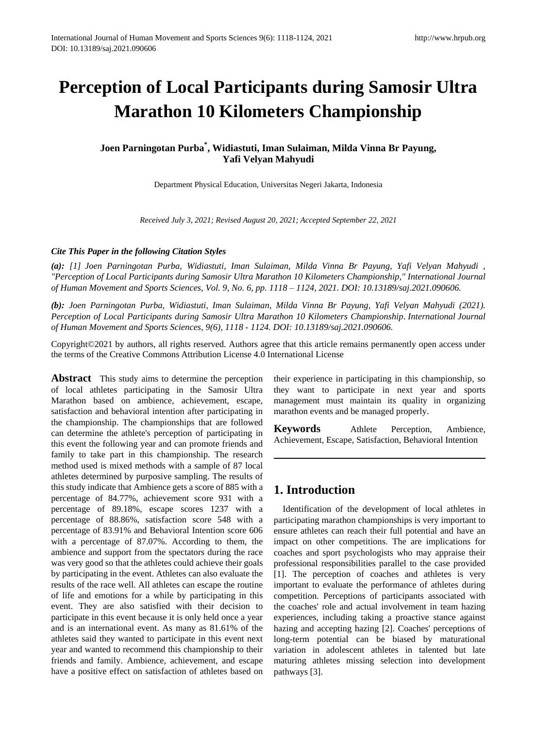# Perception of Local Participants during Samosir Ultra Marathon 10 Kilometers Championship

**Joen Parningotan Purba*, Widiastuti, Iman Sulaiman, Milda Vinna Br Payung, Yafi Velyan Mahyudi**

Department Physical Education, Universitas Negeri Jakarta, Indonesia

*Received July 3, 2021; Revised August 20, 2021; Accepted September 22, 2021*

***Cite This Paper in the following Citation Styles***

***(a):*** *[1] Joen Parningotan Purba, Widiastuti, Iman Sulaiman, Milda Vinna Br Payung, Yafi Velyan Mahyudi , "Perception of Local Participants during Samosir Ultra Marathon 10 Kilometers Championship," International Journal of Human Movement and Sports Sciences, Vol. 9, No. 6, pp. 1118 – 1124, 2021. DOI: 10.13189/saj.2021.090606.*

***(b):*** *Joen Parningotan Purba, Widiastuti, Iman Sulaiman, Milda Vinna Br Payung, Yafi Velyan Mahyudi (2021). Perception of Local Participants during Samosir Ultra Marathon 10 Kilometers Championship. International Journal of Human Movement and Sports Sciences, 9(6), 1118 - 1124. DOI: 10.13189/saj.2021.090606.*

Copyright©2021 by authors, all rights reserved. Authors agree that this article remains permanently open access under the terms of the Creative Commons Attribution License 4.0 International License

**Abstract** This study aims to determine the perception of local athletes participating in the Samosir Ultra Marathon based on ambience, achievement, escape, satisfaction and behavioral intention after participating in the championship. The championships that are followed can determine the athlete's perception of participating in this event the following year and can promote friends and family to take part in this championship. The research method used is mixed methods with a sample of 87 local athletes determined by purposive sampling. The results of this study indicate that Ambience gets a score of 885 with a percentage of 84.77%, achievement score 931 with a percentage of 89.18%, escape scores 1237 with a percentage of 88.86%, satisfaction score 548 with a percentage of 83.91% and Behavioral Intention score 606 with a percentage of 87.07%. According to them, the ambience and support from the spectators during the race was very good so that the athletes could achieve their goals by participating in the event. Athletes can also evaluate the results of the race well. All athletes can escape the routine of life and emotions for a while by participating in this event. They are also satisfied with their decision to participate in this event because it is only held once a year and is an international event. As many as 81.61% of the athletes said they wanted to participate in this event next year and wanted to recommend this championship to their friends and family. Ambience, achievement, and escape have a positive effect on satisfaction of athletes based on their experience in participating in this championship, so they want to participate in next year and sports management must maintain its quality in organizing marathon events and be managed properly.

**Keywords** Athlete Perception, Ambience, Achievement, Escape, Satisfaction, Behavioral Intention

## 1. Introduction

Identification of the development of local athletes in participating marathon championships is very important to ensure athletes can reach their full potential and have an impact on other competitions. The are implications for coaches and sport psychologists who may appraise their professional responsibilities parallel to the case provided [1]. The perception of coaches and athletes is very important to evaluate the performance of athletes during competition. Perceptions of participants associated with the coaches' role and actual involvement in team hazing experiences, including taking a proactive stance against hazing and accepting hazing [2]. Coaches' perceptions of long-term potential can be biased by maturational variation in adolescent athletes in talented but late maturing athletes missing selection into development pathways [3].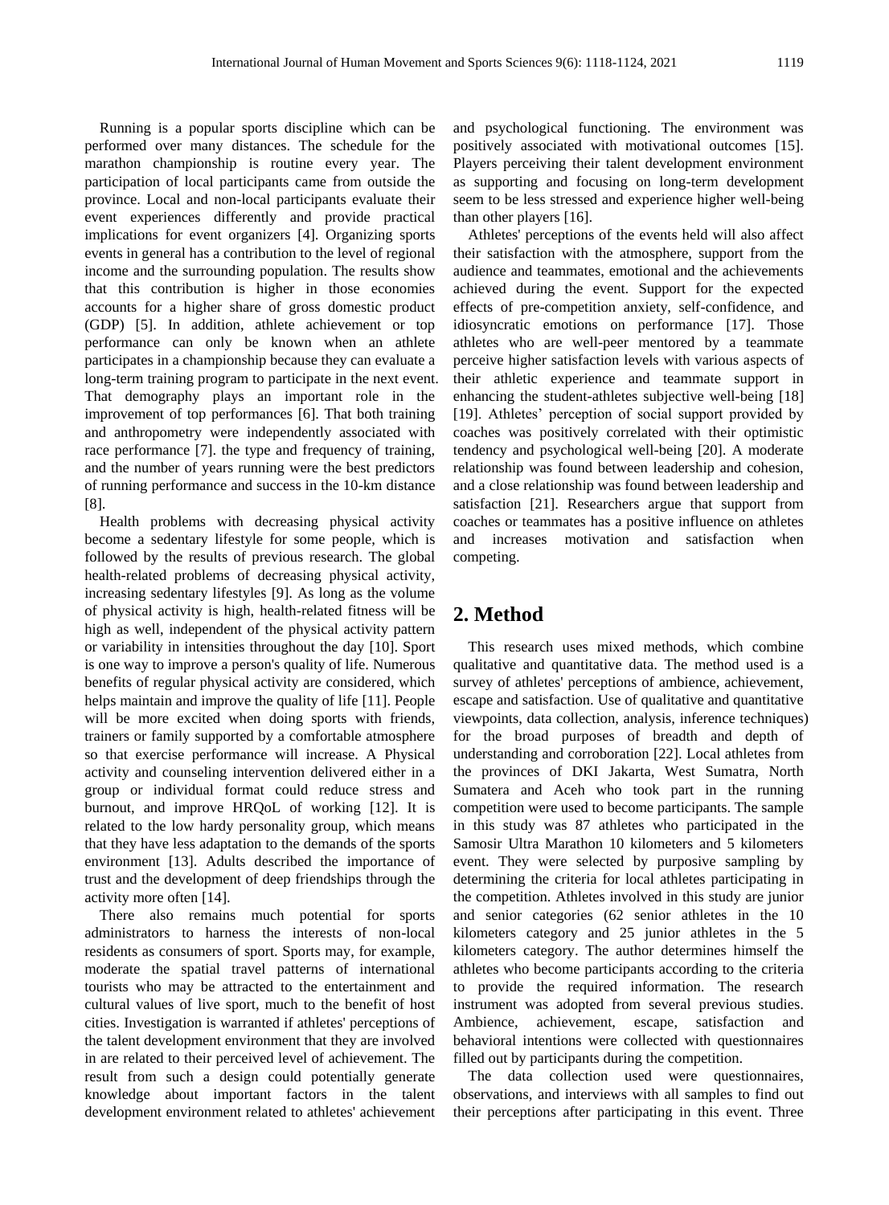Running is a popular sports discipline which can be performed over many distances. The schedule for the marathon championship is routine every year. The participation of local participants came from outside the province. Local and non-local participants evaluate their event experiences differently and provide practical implications for event organizers [4]. Organizing sports events in general has a contribution to the level of regional income and the surrounding population. The results show that this contribution is higher in those economies accounts for a higher share of gross domestic product (GDP) [5]. In addition, athlete achievement or top performance can only be known when an athlete participates in a championship because they can evaluate a long-term training program to participate in the next event. That demography plays an important role in the improvement of top performances [6]. That both training and anthropometry were independently associated with race performance [7]. the type and frequency of training, and the number of years running were the best predictors of running performance and success in the 10-km distance [8].

Health problems with decreasing physical activity become a sedentary lifestyle for some people, which is followed by the results of previous research. The global health-related problems of decreasing physical activity, increasing sedentary lifestyles [9]. As long as the volume of physical activity is high, health-related fitness will be high as well, independent of the physical activity pattern or variability in intensities throughout the day [10]. Sport is one way to improve a person's quality of life. Numerous benefits of regular physical activity are considered, which helps maintain and improve the quality of life [11]. People will be more excited when doing sports with friends, trainers or family supported by a comfortable atmosphere so that exercise performance will increase. A Physical activity and counseling intervention delivered either in a group or individual format could reduce stress and burnout, and improve HRQoL of working [12]. It is related to the low hardy personality group, which means that they have less adaptation to the demands of the sports environment [13]. Adults described the importance of trust and the development of deep friendships through the activity more often [14].

There also remains much potential for sports administrators to harness the interests of non-local residents as consumers of sport. Sports may, for example, moderate the spatial travel patterns of international tourists who may be attracted to the entertainment and cultural values of live sport, much to the benefit of host cities. Investigation is warranted if athletes' perceptions of the talent development environment that they are involved in are related to their perceived level of achievement. The result from such a design could potentially generate knowledge about important factors in the talent development environment related to athletes' achievement and psychological functioning. The environment was positively associated with motivational outcomes [15]. Players perceiving their talent development environment as supporting and focusing on long-term development seem to be less stressed and experience higher well-being than other players [16].

Athletes' perceptions of the events held will also affect their satisfaction with the atmosphere, support from the audience and teammates, emotional and the achievements achieved during the event. Support for the expected effects of pre-competition anxiety, self-confidence, and idiosyncratic emotions on performance [17]. Those athletes who are well-peer mentored by a teammate perceive higher satisfaction levels with various aspects of their athletic experience and teammate support in enhancing the student-athletes subjective well-being [18] [19]. Athletes' perception of social support provided by coaches was positively correlated with their optimistic tendency and psychological well-being [20]. A moderate relationship was found between leadership and cohesion, and a close relationship was found between leadership and satisfaction [21]. Researchers argue that support from coaches or teammates has a positive influence on athletes and increases motivation and satisfaction when competing.

## 2. Method

This research uses mixed methods, which combine qualitative and quantitative data. The method used is a survey of athletes' perceptions of ambience, achievement, escape and satisfaction. Use of qualitative and quantitative viewpoints, data collection, analysis, inference techniques) for the broad purposes of breadth and depth of understanding and corroboration [22]. Local athletes from the provinces of DKI Jakarta, West Sumatra, North Sumatera and Aceh who took part in the running competition were used to become participants. The sample in this study was 87 athletes who participated in the Samosir Ultra Marathon 10 kilometers and 5 kilometers event. They were selected by purposive sampling by determining the criteria for local athletes participating in the competition. Athletes involved in this study are junior and senior categories (62 senior athletes in the 10 kilometers category and 25 junior athletes in the 5 kilometers category. The author determines himself the athletes who become participants according to the criteria to provide the required information. The research instrument was adopted from several previous studies. Ambience, achievement, escape, satisfaction and behavioral intentions were collected with questionnaires filled out by participants during the competition.

The data collection used were questionnaires, observations, and interviews with all samples to find out their perceptions after participating in this event. Three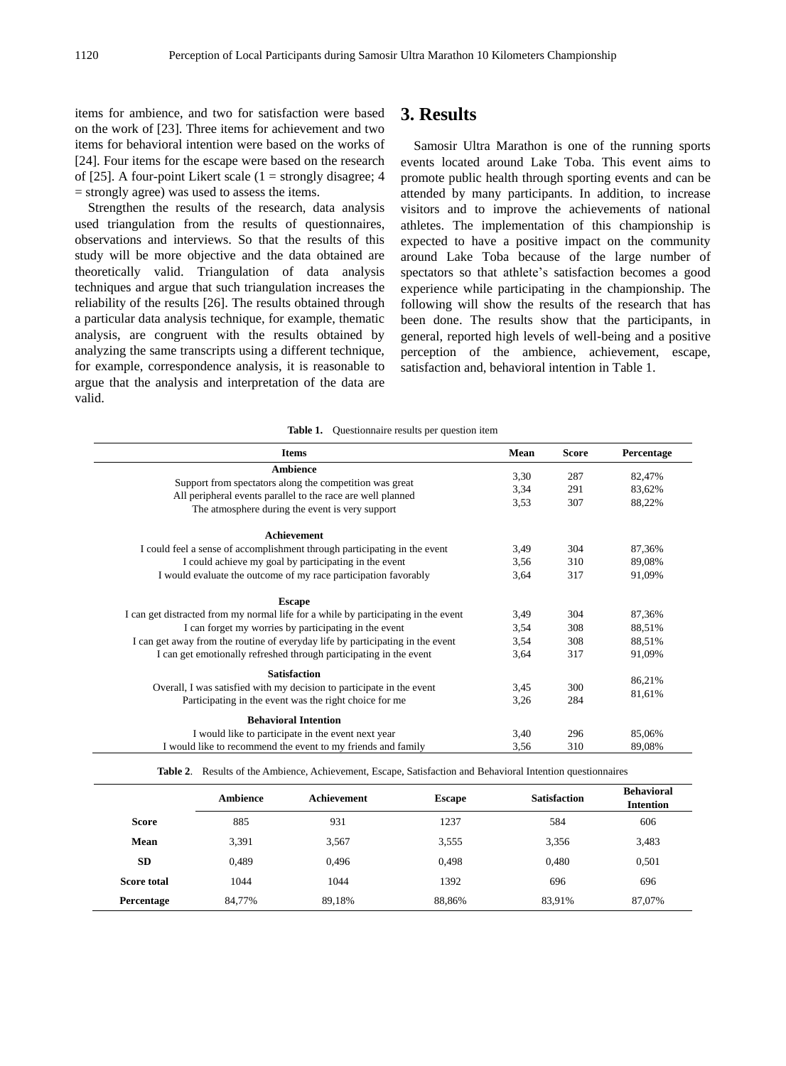items for ambience, and two for satisfaction were based on the work of [23]. Three items for achievement and two items for behavioral intention were based on the works of [24]. Four items for the escape were based on the research of [25]. A four-point Likert scale (1 = strongly disagree; 4 = strongly agree) was used to assess the items.

Strengthen the results of the research, data analysis used triangulation from the results of questionnaires, observations and interviews. So that the results of this study will be more objective and the data obtained are theoretically valid. Triangulation of data analysis techniques and argue that such triangulation increases the reliability of the results [26]. The results obtained through a particular data analysis technique, for example, thematic analysis, are congruent with the results obtained by analyzing the same transcripts using a different technique, for example, correspondence analysis, it is reasonable to argue that the analysis and interpretation of the data are valid.

# 3. Results

Samosir Ultra Marathon is one of the running sports events located around Lake Toba. This event aims to promote public health through sporting events and can be attended by many participants. In addition, to increase visitors and to improve the achievements of national athletes. The implementation of this championship is expected to have a positive impact on the community around Lake Toba because of the large number of spectators so that athlete's satisfaction becomes a good experience while participating in the championship. The following will show the results of the research that has been done. The results show that the participants, in general, reported high levels of well-being and a positive perception of the ambience, achievement, escape, satisfaction and, behavioral intention in Table 1.

**Table 1.** Questionnaire results per question item

| Items | Mean | Score | Percentage |
|---|---|---|---|
| **Ambience** | | | |
| Support from spectators along the competition was great | 3,30 | 287 | 82,47% |
| All peripheral events parallel to the race are well planned | 3,34 | 291 | 83,62% |
| The atmosphere during the event is very support | 3,53 | 307 | 88,22% |
| **Achievement** | | | |
| I could feel a sense of accomplishment through participating in the event | 3,49 | 304 | 87,36% |
| I could achieve my goal by participating in the event | 3,56 | 310 | 89,08% |
| I would evaluate the outcome of my race participation favorably | 3,64 | 317 | 91,09% |
| **Escape** | | | |
| I can get distracted from my normal life for a while by participating in the event | 3,49 | 304 | 87,36% |
| I can forget my worries by participating in the event | 3,54 | 308 | 88,51% |
| I can get away from the routine of everyday life by participating in the event | 3,54 | 308 | 88,51% |
| I can get emotionally refreshed through participating in the event | 3,64 | 317 | 91,09% |
| **Satisfaction** | | | |
| Overall, I was satisfied with my decision to participate in the event | 3,45 | 300 | 86,21% |
| Participating in the event was the right choice for me | 3,26 | 284 | 81,61% |
| **Behavioral Intention** | | | |
| I would like to participate in the event next year | 3,40 | 296 | 85,06% |
| I would like to recommend the event to my friends and family | 3,56 | 310 | 89,08% |

**Table 2**. Results of the Ambience, Achievement, Escape, Satisfaction and Behavioral Intention questionnaires

| | Ambience | Achievement | Escape | Satisfaction | Behavioral Intention |
|---|---|---|---|---|---|
| **Score** | 885 | 931 | 1237 | 584 | 606 |
| **Mean** | 3,391 | 3,567 | 3,555 | 3,356 | 3,483 |
| **SD** | 0,489 | 0,496 | 0,498 | 0,480 | 0,501 |
| **Score total** | 1044 | 1044 | 1392 | 696 | 696 |
| **Percentage** | 84,77% | 89,18% | 88,86% | 83,91% | 87,07% |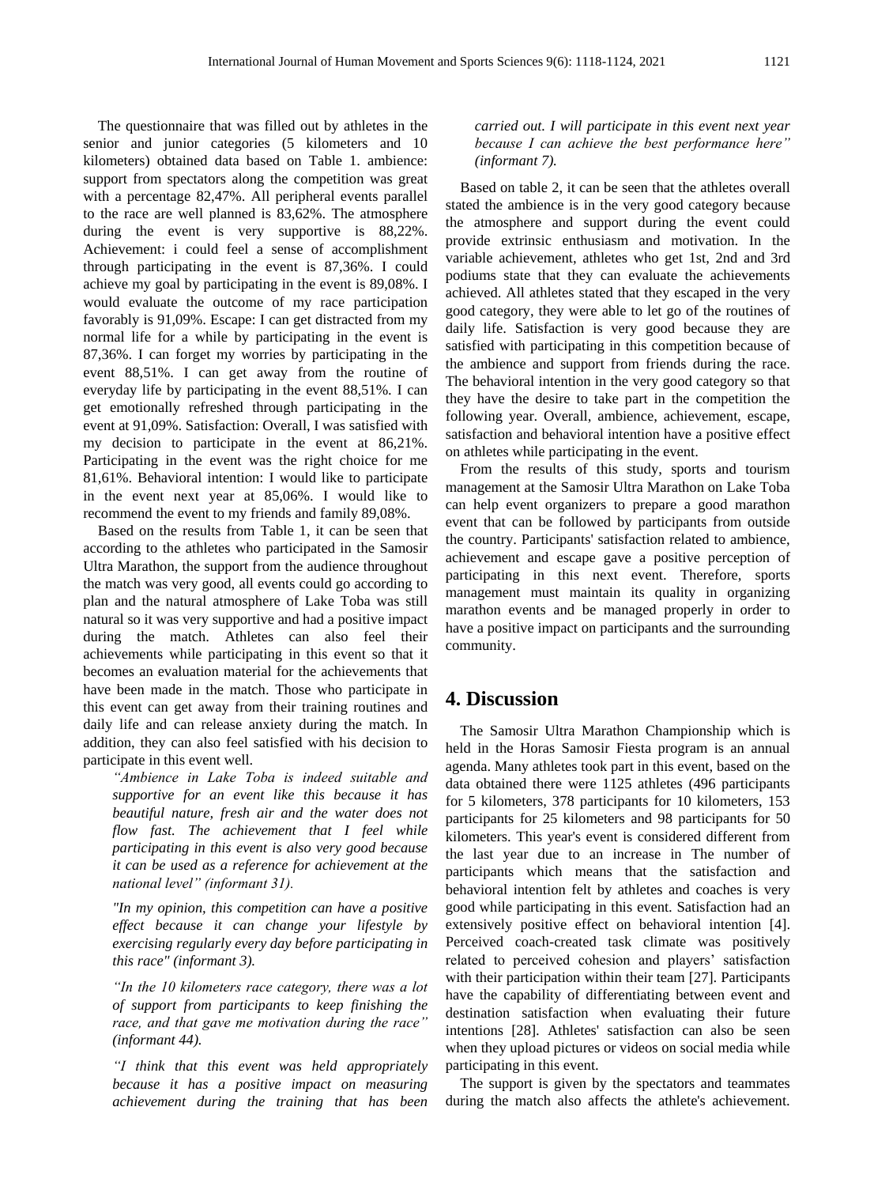The questionnaire that was filled out by athletes in the senior and junior categories (5 kilometers and 10 kilometers) obtained data based on Table 1. ambience: support from spectators along the competition was great with a percentage 82,47%. All peripheral events parallel to the race are well planned is 83,62%. The atmosphere during the event is very supportive is 88,22%. Achievement: i could feel a sense of accomplishment through participating in the event is 87,36%. I could achieve my goal by participating in the event is 89,08%. I would evaluate the outcome of my race participation favorably is 91,09%. Escape: I can get distracted from my normal life for a while by participating in the event is 87,36%. I can forget my worries by participating in the event 88,51%. I can get away from the routine of everyday life by participating in the event 88,51%. I can get emotionally refreshed through participating in the event at 91,09%. Satisfaction: Overall, I was satisfied with my decision to participate in the event at 86,21%. Participating in the event was the right choice for me 81,61%. Behavioral intention: I would like to participate in the event next year at 85,06%. I would like to recommend the event to my friends and family 89,08%.

Based on the results from Table 1, it can be seen that according to the athletes who participated in the Samosir Ultra Marathon, the support from the audience throughout the match was very good, all events could go according to plan and the natural atmosphere of Lake Toba was still natural so it was very supportive and had a positive impact during the match. Athletes can also feel their achievements while participating in this event so that it becomes an evaluation material for the achievements that have been made in the match. Those who participate in this event can get away from their training routines and daily life and can release anxiety during the match. In addition, they can also feel satisfied with his decision to participate in this event well.

> *"Ambience in Lake Toba is indeed suitable and supportive for an event like this because it has beautiful nature, fresh air and the water does not flow fast. The achievement that I feel while participating in this event is also very good because it can be used as a reference for achievement at the national level" (informant 31).*

> *"In my opinion, this competition can have a positive effect because it can change your lifestyle by exercising regularly every day before participating in this race" (informant 3).*

> *"In the 10 kilometers race category, there was a lot of support from participants to keep finishing the race, and that gave me motivation during the race" (informant 44).*

> *"I think that this event was held appropriately because it has a positive impact on measuring achievement during the training that has been carried out. I will participate in this event next year because I can achieve the best performance here" (informant 7).*

Based on table 2, it can be seen that the athletes overall stated the ambience is in the very good category because the atmosphere and support during the event could provide extrinsic enthusiasm and motivation. In the variable achievement, athletes who get 1st, 2nd and 3rd podiums state that they can evaluate the achievements achieved. All athletes stated that they escaped in the very good category, they were able to let go of the routines of daily life. Satisfaction is very good because they are satisfied with participating in this competition because of the ambience and support from friends during the race. The behavioral intention in the very good category so that they have the desire to take part in the competition the following year. Overall, ambience, achievement, escape, satisfaction and behavioral intention have a positive effect on athletes while participating in the event.

From the results of this study, sports and tourism management at the Samosir Ultra Marathon on Lake Toba can help event organizers to prepare a good marathon event that can be followed by participants from outside the country. Participants' satisfaction related to ambience, achievement and escape gave a positive perception of participating in this next event. Therefore, sports management must maintain its quality in organizing marathon events and be managed properly in order to have a positive impact on participants and the surrounding community.

# 4. Discussion

The Samosir Ultra Marathon Championship which is held in the Horas Samosir Fiesta program is an annual agenda. Many athletes took part in this event, based on the data obtained there were 1125 athletes (496 participants for 5 kilometers, 378 participants for 10 kilometers, 153 participants for 25 kilometers and 98 participants for 50 kilometers. This year's event is considered different from the last year due to an increase in The number of participants which means that the satisfaction and behavioral intention felt by athletes and coaches is very good while participating in this event. Satisfaction had an extensively positive effect on behavioral intention [4]. Perceived coach-created task climate was positively related to perceived cohesion and players' satisfaction with their participation within their team [27]. Participants have the capability of differentiating between event and destination satisfaction when evaluating their future intentions [28]. Athletes' satisfaction can also be seen when they upload pictures or videos on social media while participating in this event.

The support is given by the spectators and teammates during the match also affects the athlete's achievement.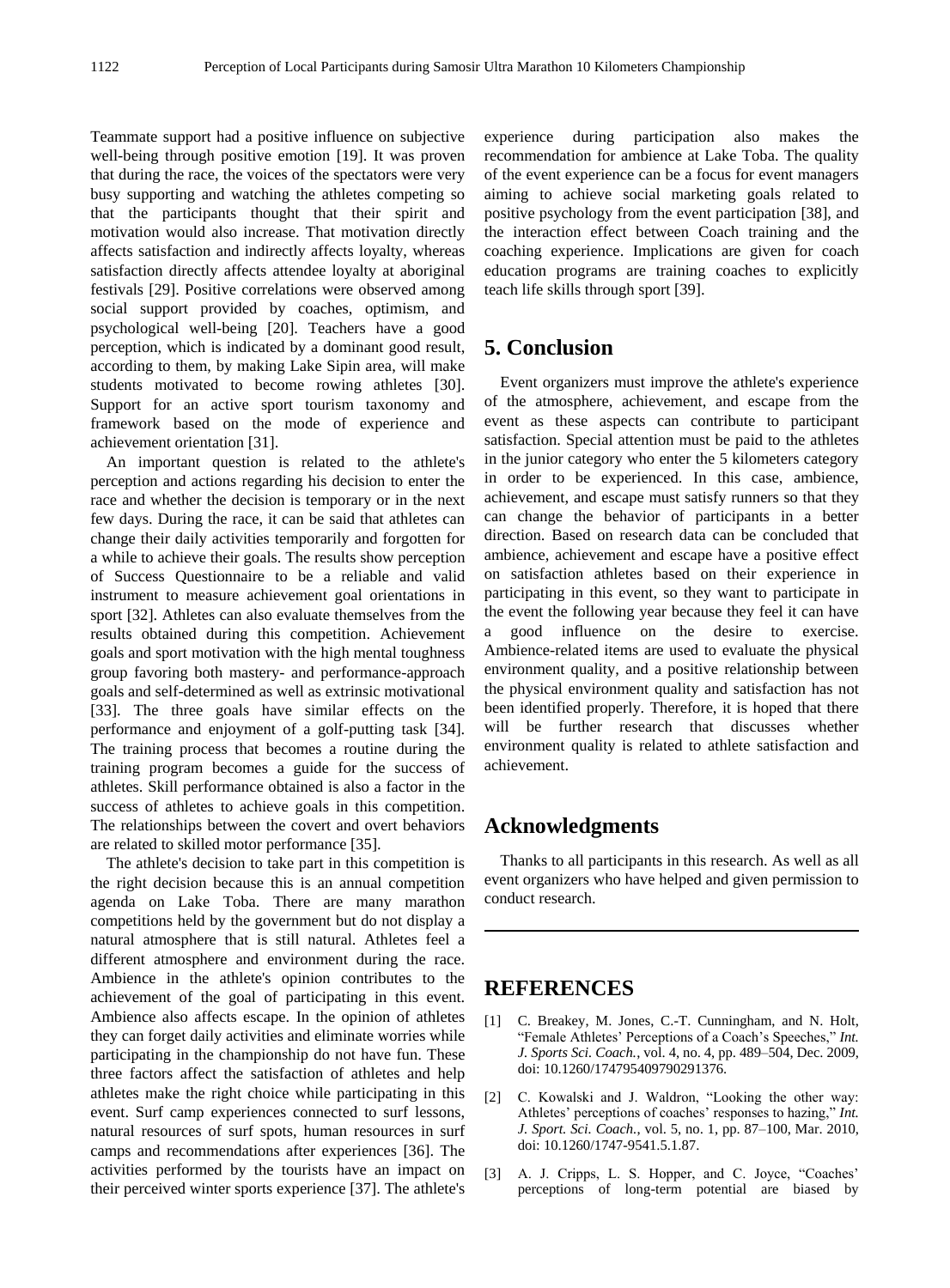Teammate support had a positive influence on subjective well-being through positive emotion [19]. It was proven that during the race, the voices of the spectators were very busy supporting and watching the athletes competing so that the participants thought that their spirit and motivation would also increase. That motivation directly affects satisfaction and indirectly affects loyalty, whereas satisfaction directly affects attendee loyalty at aboriginal festivals [29]. Positive correlations were observed among social support provided by coaches, optimism, and psychological well-being [20]. Teachers have a good perception, which is indicated by a dominant good result, according to them, by making Lake Sipin area, will make students motivated to become rowing athletes [30]. Support for an active sport tourism taxonomy and framework based on the mode of experience and achievement orientation [31].

An important question is related to the athlete's perception and actions regarding his decision to enter the race and whether the decision is temporary or in the next few days. During the race, it can be said that athletes can change their daily activities temporarily and forgotten for a while to achieve their goals. The results show perception of Success Questionnaire to be a reliable and valid instrument to measure achievement goal orientations in sport [32]. Athletes can also evaluate themselves from the results obtained during this competition. Achievement goals and sport motivation with the high mental toughness group favoring both mastery- and performance-approach goals and self-determined as well as extrinsic motivational [33]. The three goals have similar effects on the performance and enjoyment of a golf-putting task [34]. The training process that becomes a routine during the training program becomes a guide for the success of athletes. Skill performance obtained is also a factor in the success of athletes to achieve goals in this competition. The relationships between the covert and overt behaviors are related to skilled motor performance [35].

The athlete's decision to take part in this competition is the right decision because this is an annual competition agenda on Lake Toba. There are many marathon competitions held by the government but do not display a natural atmosphere that is still natural. Athletes feel a different atmosphere and environment during the race. Ambience in the athlete's opinion contributes to the achievement of the goal of participating in this event. Ambience also affects escape. In the opinion of athletes they can forget daily activities and eliminate worries while participating in the championship do not have fun. These three factors affect the satisfaction of athletes and help athletes make the right choice while participating in this event. Surf camp experiences connected to surf lessons, natural resources of surf spots, human resources in surf camps and recommendations after experiences [36]. The activities performed by the tourists have an impact on their perceived winter sports experience [37]. The athlete's experience during participation also makes the recommendation for ambience at Lake Toba. The quality of the event experience can be a focus for event managers aiming to achieve social marketing goals related to positive psychology from the event participation [38], and the interaction effect between Coach training and the coaching experience. Implications are given for coach education programs are training coaches to explicitly teach life skills through sport [39].

## 5. Conclusion

Event organizers must improve the athlete's experience of the atmosphere, achievement, and escape from the event as these aspects can contribute to participant satisfaction. Special attention must be paid to the athletes in the junior category who enter the 5 kilometers category in order to be experienced. In this case, ambience, achievement, and escape must satisfy runners so that they can change the behavior of participants in a better direction. Based on research data can be concluded that ambience, achievement and escape have a positive effect on satisfaction athletes based on their experience in participating in this event, so they want to participate in the event the following year because they feel it can have a good influence on the desire to exercise. Ambience-related items are used to evaluate the physical environment quality, and a positive relationship between the physical environment quality and satisfaction has not been identified properly. Therefore, it is hoped that there will be further research that discusses whether environment quality is related to athlete satisfaction and achievement.

## Acknowledgments

Thanks to all participants in this research. As well as all event organizers who have helped and given permission to conduct research.

## REFERENCES

[1] C. Breakey, M. Jones, C.-T. Cunningham, and N. Holt, "Female Athletes' Perceptions of a Coach's Speeches," *Int. J. Sports Sci. Coach.*, vol. 4, no. 4, pp. 489–504, Dec. 2009, doi: 10.1260/174795409790291376.

[2] C. Kowalski and J. Waldron, "Looking the other way: Athletes' perceptions of coaches' responses to hazing," *Int. J. Sport. Sci. Coach.*, vol. 5, no. 1, pp. 87–100, Mar. 2010, doi: 10.1260/1747-9541.5.1.87.

[3] A. J. Cripps, L. S. Hopper, and C. Joyce, "Coaches' perceptions of long-term potential are biased by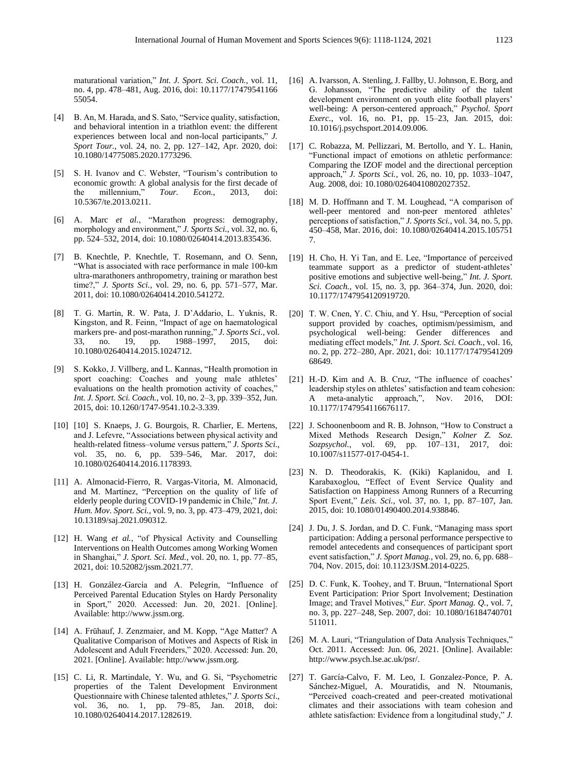maturational variation," *Int. J. Sport. Sci. Coach.*, vol. 11, no. 4, pp. 478–481, Aug. 2016, doi: 10.1177/1747954116655054.

[4] B. An, M. Harada, and S. Sato, "Service quality, satisfaction, and behavioral intention in a triathlon event: the different experiences between local and non-local participants," *J. Sport Tour.*, vol. 24, no. 2, pp. 127–142, Apr. 2020, doi: 10.1080/14775085.2020.1773296.

[5] S. H. Ivanov and C. Webster, "Tourism's contribution to economic growth: A global analysis for the first decade of the millennium," *Tour. Econ.*, 2013, doi: 10.5367/te.2013.0211.

[6] A. Marc *et al.*, "Marathon progress: demography, morphology and environment," *J. Sports Sci.*, vol. 32, no. 6, pp. 524–532, 2014, doi: 10.1080/02640414.2013.835436.

[7] B. Knechtle, P. Knechtle, T. Rosemann, and O. Senn, "What is associated with race performance in male 100-km ultra-marathoners anthropometry, training or marathon best time?," *J. Sports Sci.*, vol. 29, no. 6, pp. 571–577, Mar. 2011, doi: 10.1080/02640414.2010.541272.

[8] T. G. Martin, R. W. Pata, J. D'Addario, L. Yuknis, R. Kingston, and R. Feinn, "Impact of age on haematological markers pre- and post-marathon running," *J. Sports Sci.*, vol. 33, no. 19, pp. 1988–1997, 2015, doi: 10.1080/02640414.2015.1024712.

[9] S. Kokko, J. Villberg, and L. Kannas, "Health promotion in sport coaching: Coaches and young male athletes' evaluations on the health promotion activity of coaches," *Int. J. Sport. Sci. Coach.*, vol. 10, no. 2–3, pp. 339–352, Jun. 2015, doi: 10.1260/1747-9541.10.2-3.339.

[10] [10] S. Knaeps, J. G. Bourgois, R. Charlier, E. Mertens, and J. Lefevre, "Associations between physical activity and health-related fitness–volume versus pattern," *J. Sports Sci.*, vol. 35, no. 6, pp. 539–546, Mar. 2017, doi: 10.1080/02640414.2016.1178393.

[11] A. Almonacid-Fierro, R. Vargas-Vitoria, M. Almonacid, and M. Martínez, "Perception on the quality of life of elderly people during COVID-19 pandemic in Chile," *Int. J. Hum. Mov. Sport. Sci.*, vol. 9, no. 3, pp. 473–479, 2021, doi: 10.13189/saj.2021.090312.

[12] H. Wang *et al.*, "of Physical Activity and Counselling Interventions on Health Outcomes among Working Women in Shanghai," *J. Sport. Sci. Med.*, vol. 20, no. 1, pp. 77–85, 2021, doi: 10.52082/jssm.2021.77.

[13] H. González-García and A. Pelegrín, "Influence of Perceived Parental Education Styles on Hardy Personality in Sport," 2020. Accessed: Jun. 20, 2021. [Online]. Available: http://www.jssm.org.

[14] A. Frühauf, J. Zenzmaier, and M. Kopp, "Age Matter? A Qualitative Comparison of Motives and Aspects of Risk in Adolescent and Adult Freeriders," 2020. Accessed: Jun. 20, 2021. [Online]. Available: http://www.jssm.org.

[15] C. Li, R. Martindale, Y. Wu, and G. Si, "Psychometric properties of the Talent Development Environment Questionnaire with Chinese talented athletes," *J. Sports Sci.*, vol. 36, no. 1, pp. 79–85, Jan. 2018, doi: 10.1080/02640414.2017.1282619.

[16] A. Ivarsson, A. Stenling, J. Fallby, U. Johnson, E. Borg, and G. Johansson, "The predictive ability of the talent development environment on youth elite football players' well-being: A person-centered approach," *Psychol. Sport Exerc.*, vol. 16, no. P1, pp. 15–23, Jan. 2015, doi: 10.1016/j.psychsport.2014.09.006.

[17] C. Robazza, M. Pellizzari, M. Bertollo, and Y. L. Hanin, "Functional impact of emotions on athletic performance: Comparing the IZOF model and the directional perception approach," *J. Sports Sci.*, vol. 26, no. 10, pp. 1033–1047, Aug. 2008, doi: 10.1080/02640410802027352.

[18] M. D. Hoffmann and T. M. Loughead, "A comparison of well-peer mentored and non-peer mentored athletes' perceptions of satisfaction," *J. Sports Sci.*, vol. 34, no. 5, pp. 450–458, Mar. 2016, doi: 10.1080/02640414.2015.1057517.

[19] H. Cho, H. Yi Tan, and E. Lee, "Importance of perceived teammate support as a predictor of student-athletes' positive emotions and subjective well-being," *Int. J. Sport. Sci. Coach.*, vol. 15, no. 3, pp. 364–374, Jun. 2020, doi: 10.1177/1747954120919720.

[20] T. W. Cnen, Y. C. Chiu, and Y. Hsu, "Perception of social support provided by coaches, optimism/pessimism, and psychological well-being: Gender differences and mediating effect models," *Int. J. Sport. Sci. Coach.*, vol. 16, no. 2, pp. 272–280, Apr. 2021, doi: 10.1177/1747954120968649.

[21] H.-D. Kim and A. B. Cruz, "The influence of coaches' leadership styles on athletes' satisfaction and team cohesion: A meta-analytic approach,", Nov. 2016, DOI: 10.1177/1747954116676117.

[22] J. Schoonenboom and R. B. Johnson, "How to Construct a Mixed Methods Research Design," *Kolner Z. Soz. Sozpsychol.*, vol. 69, pp. 107–131, 2017, doi: 10.1007/s11577-017-0454-1.

[23] N. D. Theodorakis, K. (Kiki) Kaplanidou, and I. Karabaxoglou, "Effect of Event Service Quality and Satisfaction on Happiness Among Runners of a Recurring Sport Event," *Leis. Sci.*, vol. 37, no. 1, pp. 87–107, Jan. 2015, doi: 10.1080/01490400.2014.938846.

[24] J. Du, J. S. Jordan, and D. C. Funk, "Managing mass sport participation: Adding a personal performance perspective to remodel antecedents and consequences of participant sport event satisfaction," *J. Sport Manag.*, vol. 29, no. 6, pp. 688–704, Nov. 2015, doi: 10.1123/JSM.2014-0225.

[25] D. C. Funk, K. Toohey, and T. Bruun, "International Sport Event Participation: Prior Sport Involvement; Destination Image; and Travel Motives," *Eur. Sport Manag. Q.*, vol. 7, no. 3, pp. 227–248, Sep. 2007, doi: 10.1080/16184740701511011.

[26] M. A. Lauri, "Triangulation of Data Analysis Techniques," Oct. 2011. Accessed: Jun. 06, 2021. [Online]. Available: http://www.psych.lse.ac.uk/psr/.

[27] T. García-Calvo, F. M. Leo, I. Gonzalez-Ponce, P. A. Sánchez-Miguel, A. Mouratidis, and N. Ntoumanis, "Perceived coach-created and peer-created motivational climates and their associations with team cohesion and athlete satisfaction: Evidence from a longitudinal study," *J.*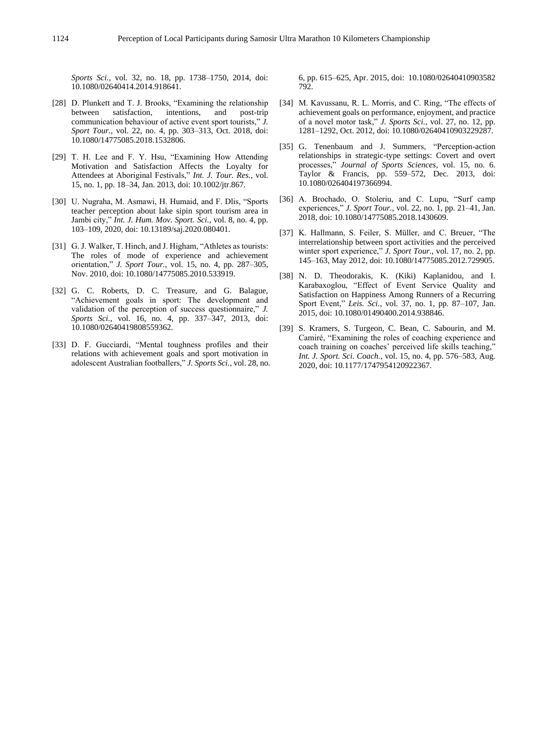*Sports Sci.*, vol. 32, no. 18, pp. 1738–1750, 2014, doi: 10.1080/02640414.2014.918641.

[28] D. Plunkett and T. J. Brooks, "Examining the relationship between satisfaction, intentions, and post-trip communication behaviour of active event sport tourists," *J. Sport Tour.*, vol. 22, no. 4, pp. 303–313, Oct. 2018, doi: 10.1080/14775085.2018.1532806.

[29] T. H. Lee and F. Y. Hsu, "Examining How Attending Motivation and Satisfaction Affects the Loyalty for Attendees at Aboriginal Festivals," *Int. J. Tour. Res.*, vol. 15, no. 1, pp. 18–34, Jan. 2013, doi: 10.1002/jtr.867.

[30] U. Nugraha, M. Asmawi, H. Humaid, and F. Dlis, "Sports teacher perception about lake sipin sport tourism area in Jambi city," *Int. J. Hum. Mov. Sport. Sci.*, vol. 8, no. 4, pp. 103–109, 2020, doi: 10.13189/saj.2020.080401.

[31] G. J. Walker, T. Hinch, and J. Higham, "Athletes as tourists: The roles of mode of experience and achievement orientation," *J. Sport Tour.*, vol. 15, no. 4, pp. 287–305, Nov. 2010, doi: 10.1080/14775085.2010.533919.

[32] G. C. Roberts, D. C. Treasure, and G. Balague, "Achievement goals in sport: The development and validation of the perception of success questionnaire," *J. Sports Sci.*, vol. 16, no. 4, pp. 337–347, 2013, doi: 10.1080/02640419808559362.

[33] D. F. Gucciardi, "Mental toughness profiles and their relations with achievement goals and sport motivation in adolescent Australian footballers," *J. Sports Sci.*, vol. 28, no. 6, pp. 615–625, Apr. 2015, doi: 10.1080/02640410903582792.

[34] M. Kavussanu, R. L. Morris, and C. Ring, "The effects of achievement goals on performance, enjoyment, and practice of a novel motor task," *J. Sports Sci.*, vol. 27, no. 12, pp. 1281–1292, Oct. 2012, doi: 10.1080/02640410903229287.

[35] G. Tenenbaum and J. Summers, "Perception-action relationships in strategic-type settings: Covert and overt processes," *Journal of Sports Sciences*, vol. 15, no. 6. Taylor & Francis, pp. 559–572, Dec. 2013, doi: 10.1080/026404197366994.

[36] A. Brochado, O. Stoleriu, and C. Lupu, "Surf camp experiences," *J. Sport Tour.*, vol. 22, no. 1, pp. 21–41, Jan. 2018, doi: 10.1080/14775085.2018.1430609.

[37] K. Hallmann, S. Feiler, S. Müller, and C. Breuer, "The interrelationship between sport activities and the perceived winter sport experience," *J. Sport Tour.*, vol. 17, no. 2, pp. 145–163, May 2012, doi: 10.1080/14775085.2012.729905.

[38] N. D. Theodorakis, K. (Kiki) Kaplanidou, and I. Karabaxoglou, "Effect of Event Service Quality and Satisfaction on Happiness Among Runners of a Recurring Sport Event," *Leis. Sci.*, vol. 37, no. 1, pp. 87–107, Jan. 2015, doi: 10.1080/01490400.2014.938846.

[39] S. Kramers, S. Turgeon, C. Bean, C. Sabourin, and M. Camiré, "Examining the roles of coaching experience and coach training on coaches' perceived life skills teaching," *Int. J. Sport. Sci. Coach.*, vol. 15, no. 4, pp. 576–583, Aug. 2020, doi: 10.1177/1747954120922367.